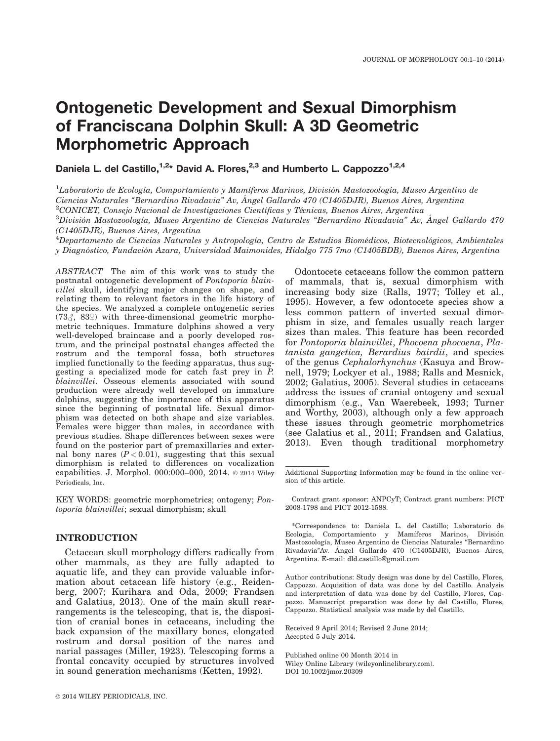# Ontogenetic Development and Sexual Dimorphism of Franciscana Dolphin Skull: A 3D Geometric Morphometric Approach

**Daniela L. del Castillo,[1,2]* David A. Flores,[2,3] and Humberto L. Cappozzo[1,2,4]**

[1]*Laboratorio de Ecología, Comportamiento y Mamíferos Marinos, División Mastozoología, Museo Argentino de Ciencias Naturales "Bernardino Rivadavia" Av, Ángel Gallardo 470 (C1405DJR), Buenos Aires, Argentina*
[2]*CONICET, Consejo Nacional de Investigaciones Científicas y Técnicas, Buenos Aires, Argentina*
[3]*División Mastozoología, Museo Argentino de Ciencias Naturales "Bernardino Rivadavia" Av, Ángel Gallardo 470 (C1405DJR), Buenos Aires, Argentina*
[4]*Departamento de Ciencias Naturales y Antropología, Centro de Estudios Biomédicos, Biotecnológicos, Ambientales y Diagnóstico, Fundación Azara, Universidad Maimonides, Hidalgo 775 7mo (C1405BDB), Buenos Aires, Argentina*

*ABSTRACT* The aim of this work was to study the postnatal ontogenetic development of *Pontoporia blainvillei* skull, identifying major changes on shape, and relating them to relevant factors in the life history of the species. We analyzed a complete ontogenetic series (73♂, 83♀) with three-dimensional geometric morphometric techniques. Immature dolphins showed a very well-developed braincase and a poorly developed rostrum, and the principal postnatal changes affected the rostrum and the temporal fossa, both structures implied functionally to the feeding apparatus, thus suggesting a specialized mode for catch fast prey in *P. blainvillei*. Osseous elements associated with sound production were already well developed on immature dolphins, suggesting the importance of this apparatus since the beginning of postnatal life. Sexual dimorphism was detected on both shape and size variables. Females were bigger than males, in accordance with previous studies. Shape differences between sexes were found on the posterior part of premaxillaries and external bony nares ($P < 0.01$), suggesting that this sexual dimorphism is related to differences on vocalization capabilities. J. Morphol. 000:000–000, 2014. © 2014 Wiley Periodicals, Inc.

KEY WORDS: geometric morphometrics; ontogeny; *Pontoporia blainvillei*; sexual dimorphism; skull

## INTRODUCTION

Cetacean skull morphology differs radically from other mammals, as they are fully adapted to aquatic life, and they can provide valuable information about cetacean life history (e.g., Reidenberg, 2007; Kurihara and Oda, 2009; Frandsen and Galatius, 2013). One of the main skull rearrangements is the telescoping, that is, the disposition of cranial bones in cetaceans, including the back expansion of the maxillary bones, elongated rostrum and dorsal position of the nares and narial passages (Miller, 1923). Telescoping forms a frontal concavity occupied by structures involved in sound generation mechanisms (Ketten, 1992).

Odontocete cetaceans follow the common pattern of mammals, that is, sexual dimorphism with increasing body size (Ralls, 1977; Tolley et al., 1995). However, a few odontocete species show a less common pattern of inverted sexual dimorphism in size, and females usually reach larger sizes than males. This feature has been recorded for *Pontoporia blainvillei*, *Phocoena phocoena*, *Platanista gangetica, Berardius bairdii*, and species of the genus *Cephalorhynchus* (Kasuya and Brownell, 1979; Lockyer et al., 1988; Ralls and Mesnick, 2002; Galatius, 2005). Several studies in cetaceans address the issues of cranial ontogeny and sexual dimorphism (e.g., Van Waerebeek, 1993; Turner and Worthy, 2003), although only a few approach these issues through geometric morphometrics (see Galatius et al., 2011; Frandsen and Galatius, 2013). Even though traditional morphometry

Additional Supporting Information may be found in the online version of this article.

Contract grant sponsor: ANPCyT; Contract grant numbers: PICT 2008-1798 and PICT 2012-1588.

*Correspondence to: Daniela L. del Castillo; Laboratorio de Ecología, Comportamiento y Mamíferos Marinos, División Mastozoología, Museo Argentino de Ciencias Naturales "Bernardino Rivadavia"Av. Ángel Gallardo 470 (C1405DJR), Buenos Aires, Argentina. E-mail: dld.castillo@gmail.com

Author contributions: Study design was done by del Castillo, Flores, Cappozzo. Acquisition of data was done by del Castillo. Analysis and interpretation of data was done by del Castillo, Flores, Cappozzo. Manuscript preparation was done by del Castillo, Flores, Cappozzo. Statistical analysis was made by del Castillo.

Received 9 April 2014; Revised 2 June 2014; Accepted 5 July 2014.

Published online 00 Month 2014 in Wiley Online Library (wileyonlinelibrary.com). DOI 10.1002/jmor.20309

© 2014 WILEY PERIODICALS, INC.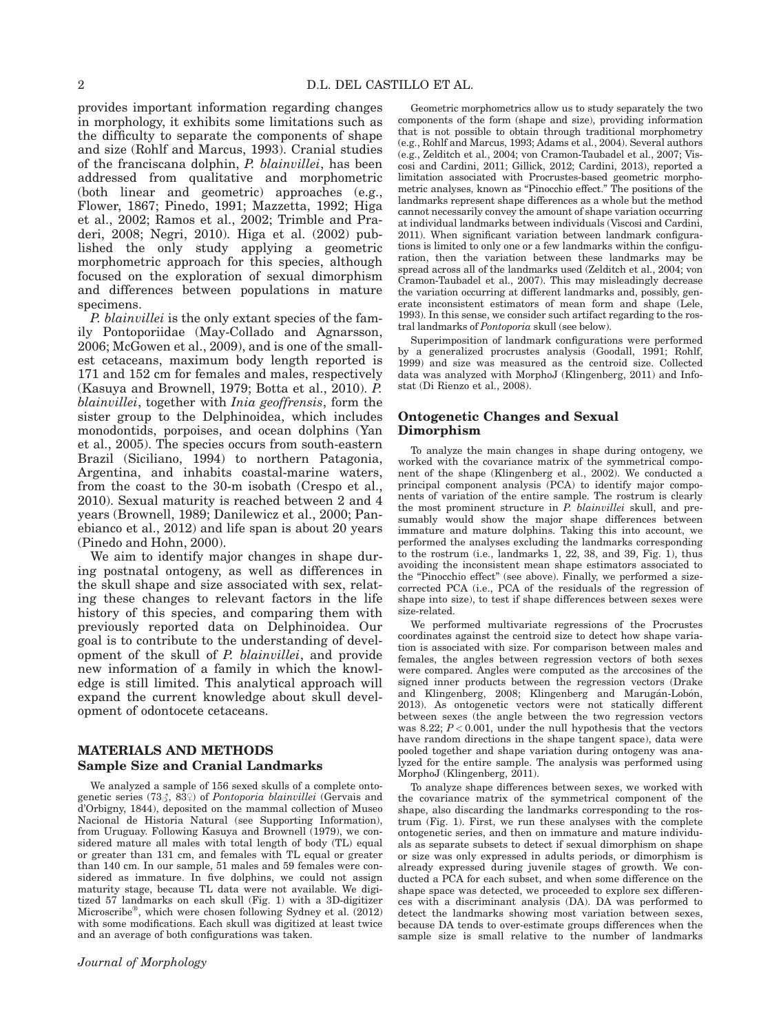provides important information regarding changes in morphology, it exhibits some limitations such as the difficulty to separate the components of shape and size (Rohlf and Marcus, 1993). Cranial studies of the franciscana dolphin, *P. blainvillei*, has been addressed from qualitative and morphometric (both linear and geometric) approaches (e.g., Flower, 1867; Pinedo, 1991; Mazzetta, 1992; Higa et al., 2002; Ramos et al., 2002; Trimble and Praderi, 2008; Negri, 2010). Higa et al. (2002) published the only study applying a geometric morphometric approach for this species, although focused on the exploration of sexual dimorphism and differences between populations in mature specimens.

*P. blainvillei* is the only extant species of the family Pontoporiidae (May-Collado and Agnarsson, 2006; McGowen et al., 2009), and is one of the smallest cetaceans, maximum body length reported is 171 and 152 cm for females and males, respectively (Kasuya and Brownell, 1979; Botta et al., 2010). *P. blainvillei*, together with *Inia geoffrensis*, form the sister group to the Delphinoidea, which includes monodontids, porpoises, and ocean dolphins (Yan et al., 2005). The species occurs from south-eastern Brazil (Siciliano, 1994) to northern Patagonia, Argentina, and inhabits coastal-marine waters, from the coast to the 30-m isobath (Crespo et al., 2010). Sexual maturity is reached between 2 and 4 years (Brownell, 1989; Danilewicz et al., 2000; Panebianco et al., 2012) and life span is about 20 years (Pinedo and Hohn, 2000).

We aim to identify major changes in shape during postnatal ontogeny, as well as differences in the skull shape and size associated with sex, relating these changes to relevant factors in the life history of this species, and comparing them with previously reported data on Delphinoidea. Our goal is to contribute to the understanding of development of the skull of *P. blainvillei*, and provide new information of a family in which the knowledge is still limited. This analytical approach will expand the current knowledge about skull development of odontocete cetaceans.

## MATERIALS AND METHODS

### Sample Size and Cranial Landmarks

We analyzed a sample of 156 sexed skulls of a complete ontogenetic series (73♂, 83♀) of *Pontoporia blainvillei* (Gervais and d'Orbigny, 1844), deposited on the mammal collection of Museo Nacional de Historia Natural (see Supporting Information), from Uruguay. Following Kasuya and Brownell (1979), we considered mature all males with total length of body (TL) equal or greater than 131 cm, and females with TL equal or greater than 140 cm. In our sample, 51 males and 59 females were considered as immature. In five dolphins, we could not assign maturity stage, because TL data were not available. We digitized 57 landmarks on each skull (Fig. 1) with a 3D-digitizer Microscribe®, which were chosen following Sydney et al. (2012) with some modifications. Each skull was digitized at least twice and an average of both configurations was taken.

Geometric morphometrics allow us to study separately the two components of the form (shape and size), providing information that is not possible to obtain through traditional morphometry (e.g., Rohlf and Marcus, 1993; Adams et al., 2004). Several authors (e.g., Zelditch et al., 2004; von Cramon-Taubadel et al., 2007; Viscosi and Cardini, 2011; Gillick, 2012; Cardini, 2013), reported a limitation associated with Procrustes-based geometric morphometric analyses, known as "Pinocchio effect." The positions of the landmarks represent shape differences as a whole but the method cannot necessarily convey the amount of shape variation occurring at individual landmarks between individuals (Viscosi and Cardini, 2011). When significant variation between landmark configurations is limited to only one or a few landmarks within the configuration, then the variation between these landmarks may be spread across all of the landmarks used (Zelditch et al., 2004; von Cramon-Taubadel et al., 2007). This may misleadingly decrease the variation occurring at different landmarks and, possibly, generate inconsistent estimators of mean form and shape (Lele, 1993). In this sense, we consider such artifact regarding to the rostral landmarks of *Pontoporia* skull (see below).

Superimposition of landmark configurations were performed by a generalized procrustes analysis (Goodall, 1991; Rohlf, 1999) and size was measured as the centroid size. Collected data was analyzed with MorphoJ (Klingenberg, 2011) and Infostat (Di Rienzo et al., 2008).

### Ontogenetic Changes and Sexual Dimorphism

To analyze the main changes in shape during ontogeny, we worked with the covariance matrix of the symmetrical component of the shape (Klingenberg et al., 2002). We conducted a principal component analysis (PCA) to identify major components of variation of the entire sample. The rostrum is clearly the most prominent structure in *P. blainvillei* skull, and presumably would show the major shape differences between immature and mature dolphins. Taking this into account, we performed the analyses excluding the landmarks corresponding to the rostrum (i.e., landmarks 1, 22, 38, and 39, Fig. 1), thus avoiding the inconsistent mean shape estimators associated to the "Pinocchio effect" (see above). Finally, we performed a size-corrected PCA (i.e., PCA of the residuals of the regression of shape into size), to test if shape differences between sexes were size-related.

We performed multivariate regressions of the Procrustes coordinates against the centroid size to detect how shape variation is associated with size. For comparison between males and females, the angles between regression vectors of both sexes were compared. Angles were computed as the arccosines of the signed inner products between the regression vectors (Drake and Klingenberg, 2008; Klingenberg and Marugán-Lobón, 2013). As ontogenetic vectors were not statically different between sexes (the angle between the two regression vectors was 8.22; $P < 0.001$, under the null hypothesis that the vectors have random directions in the shape tangent space), data were pooled together and shape variation during ontogeny was analyzed for the entire sample. The analysis was performed using MorphoJ (Klingenberg, 2011).

To analyze shape differences between sexes, we worked with the covariance matrix of the symmetrical component of the shape, also discarding the landmarks corresponding to the rostrum (Fig. 1). First, we run these analyses with the complete ontogenetic series, and then on immature and mature individuals as separate subsets to detect if sexual dimorphism on shape or size was only expressed in adults periods, or dimorphism is already expressed during juvenile stages of growth. We conducted a PCA for each subset, and when some difference on the shape space was detected, we proceeded to explore sex differences with a discriminant analysis (DA). DA was performed to detect the landmarks showing most variation between sexes, because DA tends to over-estimate groups differences when the sample size is small relative to the number of landmarks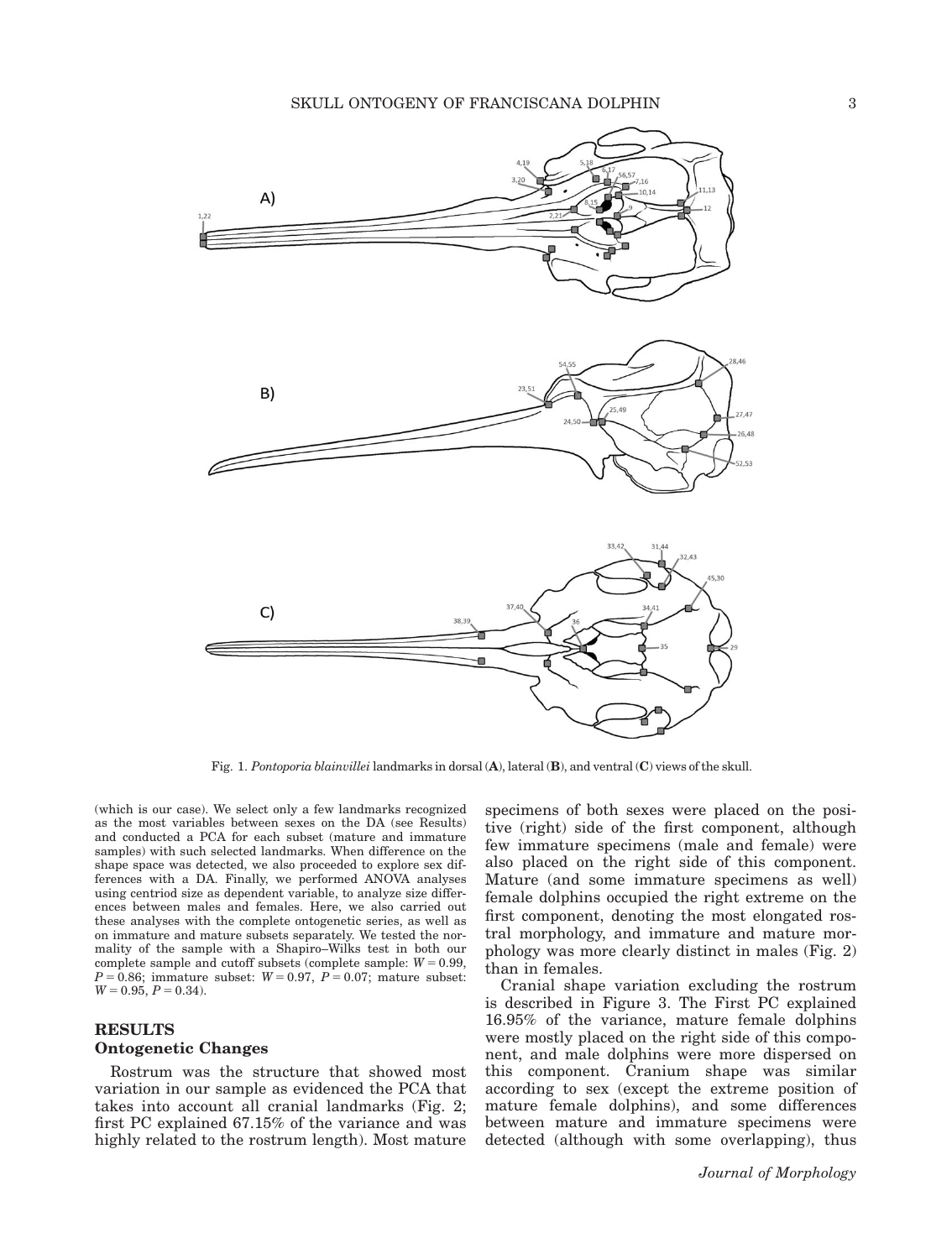Fig. 1. *Pontoporia blainvillei* landmarks in dorsal (**A**), lateral (**B**), and ventral (**C**) views of the skull.

(which is our case). We select only a few landmarks recognized as the most variables between sexes on the DA (see Results) and conducted a PCA for each subset (mature and immature samples) with such selected landmarks. When difference on the shape space was detected, we also proceeded to explore sex differences with a DA. Finally, we performed ANOVA analyses using centriod size as dependent variable, to analyze size differences between males and females. Here, we also carried out these analyses with the complete ontogenetic series, as well as on immature and mature subsets separately. We tested the normality of the sample with a Shapiro–Wilks test in both our complete sample and cutoff subsets (complete sample: $W = 0.99$, $P = 0.86$; immature subset: $W = 0.97$, $P = 0.07$; mature subset: $W = 0.95$, $P = 0.34$).

## RESULTS

### Ontogenetic Changes

Rostrum was the structure that showed most variation in our sample as evidenced the PCA that takes into account all cranial landmarks (Fig. 2; first PC explained 67.15% of the variance and was highly related to the rostrum length). Most mature specimens of both sexes were placed on the positive (right) side of the first component, although few immature specimens (male and female) were also placed on the right side of this component. Mature (and some immature specimens as well) female dolphins occupied the right extreme on the first component, denoting the most elongated rostral morphology, and immature and mature morphology was more clearly distinct in males (Fig. 2) than in females.

Cranial shape variation excluding the rostrum is described in Figure 3. The First PC explained 16.95% of the variance, mature female dolphins were mostly placed on the right side of this component, and male dolphins were more dispersed on this component. Cranium shape was similar according to sex (except the extreme position of mature female dolphins), and some differences between mature and immature specimens were detected (although with some overlapping), thus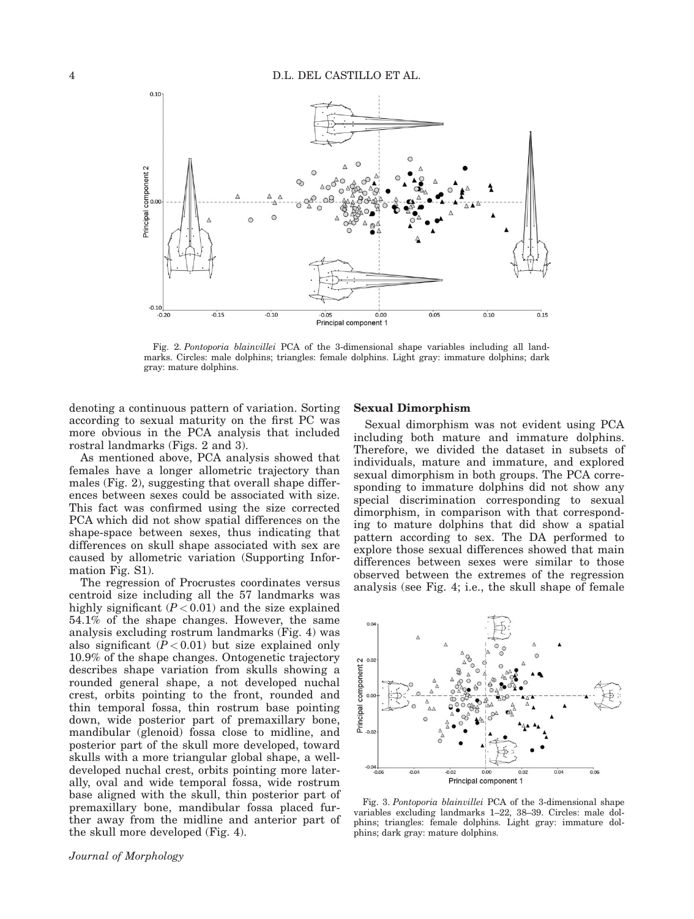Fig. 2. *Pontoporia blainvillei* PCA of the 3-dimensional shape variables including all landmarks. Circles: male dolphins; triangles: female dolphins. Light gray: immature dolphins; dark gray: mature dolphins.

denoting a continuous pattern of variation. Sorting according to sexual maturity on the first PC was more obvious in the PCA analysis that included rostral landmarks (Figs. 2 and 3).

As mentioned above, PCA analysis showed that females have a longer allometric trajectory than males (Fig. 2), suggesting that overall shape differences between sexes could be associated with size. This fact was confirmed using the size corrected PCA which did not show spatial differences on the shape-space between sexes, thus indicating that differences on skull shape associated with sex are caused by allometric variation (Supporting Information Fig. S1).

The regression of Procrustes coordinates versus centroid size including all the 57 landmarks was highly significant ($P < 0.01$) and the size explained 54.1% of the shape changes. However, the same analysis excluding rostrum landmarks (Fig. 4) was also significant ($P < 0.01$) but size explained only 10.9% of the shape changes. Ontogenetic trajectory describes shape variation from skulls showing a rounded general shape, a not developed nuchal crest, orbits pointing to the front, rounded and thin temporal fossa, thin rostrum base pointing down, wide posterior part of premaxillary bone, mandibular (glenoid) fossa close to midline, and posterior part of the skull more developed, toward skulls with a more triangular global shape, a well-developed nuchal crest, orbits pointing more laterally, oval and wide temporal fossa, wide rostrum base aligned with the skull, thin posterior part of premaxillary bone, mandibular fossa placed further away from the midline and anterior part of the skull more developed (Fig. 4).

### Sexual Dimorphism

Sexual dimorphism was not evident using PCA including both mature and immature dolphins. Therefore, we divided the dataset in subsets of individuals, mature and immature, and explored sexual dimorphism in both groups. The PCA corresponding to immature dolphins did not show any special discrimination corresponding to sexual dimorphism, in comparison with that corresponding to mature dolphins that did show a spatial pattern according to sex. The DA performed to explore those sexual differences showed that main differences between sexes were similar to those observed between the extremes of the regression analysis (see Fig. 4; i.e., the skull shape of female

Fig. 3. *Pontoporia blainvillei* PCA of the 3-dimensional shape variables excluding landmarks 1–22, 38–39. Circles: male dolphins; triangles: female dolphins. Light gray: immature dolphins; dark gray: mature dolphins.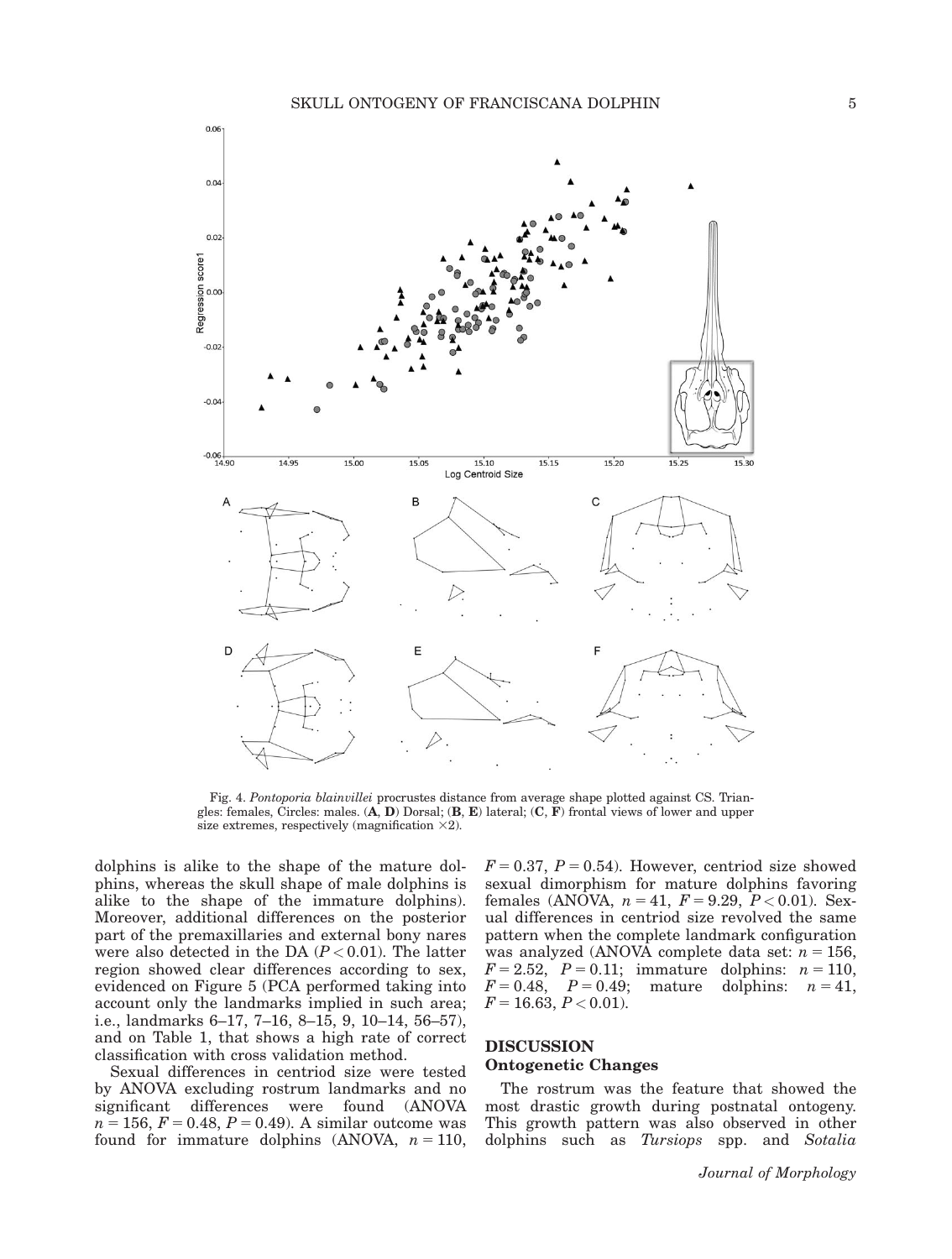Fig. 4. *Pontoporia blainvillei* procrustes distance from average shape plotted against CS. Triangles: females, Circles: males. (**A**, **D**) Dorsal; (**B**, **E**) lateral; (**C**, **F**) frontal views of lower and upper size extremes, respectively (magnification ×2).

dolphins is alike to the shape of the mature dolphins, whereas the skull shape of male dolphins is alike to the shape of the immature dolphins). Moreover, additional differences on the posterior part of the premaxillaries and external bony nares were also detected in the DA ($P < 0.01$). The latter region showed clear differences according to sex, evidenced on Figure 5 (PCA performed taking into account only the landmarks implied in such area; i.e., landmarks 6–17, 7–16, 8–15, 9, 10–14, 56–57), and on Table 1, that shows a high rate of correct classification with cross validation method.

Sexual differences in centriod size were tested by ANOVA excluding rostrum landmarks and no significant differences were found (ANOVA $n = 156$, $F = 0.48$, $P = 0.49$). A similar outcome was found for immature dolphins (ANOVA, $n = 110$, $F = 0.37$, $P = 0.54$). However, centriod size showed sexual dimorphism for mature dolphins favoring females (ANOVA, $n = 41$, $F = 9.29$, $P < 0.01$). Sexual differences in centriod size revolved the same pattern when the complete landmark configuration was analyzed (ANOVA complete data set: $n = 156$, $F = 2.52$, $P = 0.11$; immature dolphins: $n = 110$, $F = 0.48$, $P = 0.49$; mature dolphins: $n = 41$, $F = 16.63$, $P < 0.01$).

## DISCUSSION

### Ontogenetic Changes

The rostrum was the feature that showed the most drastic growth during postnatal ontogeny. This growth pattern was also observed in other dolphins such as *Tursiops* spp. and *Sotalia*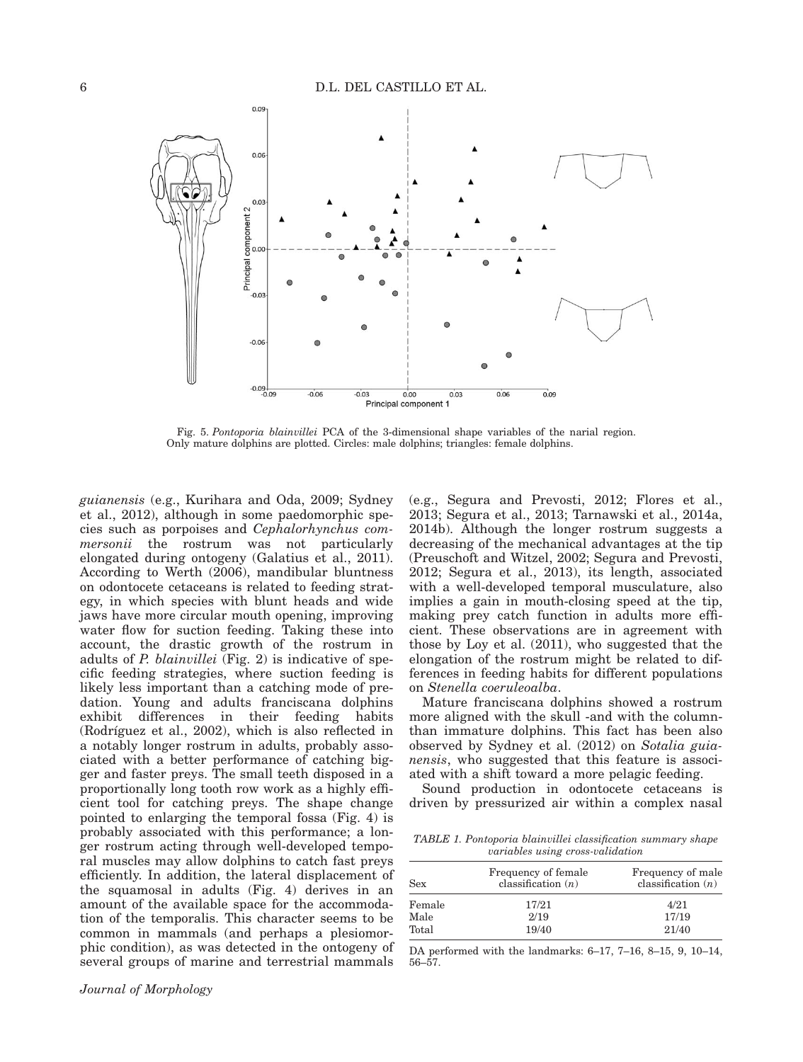Fig. 5. *Pontoporia blainvillei* PCA of the 3-dimensional shape variables of the narial region. Only mature dolphins are plotted. Circles: male dolphins; triangles: female dolphins.

*guianensis* (e.g., Kurihara and Oda, 2009; Sydney et al., 2012), although in some paedomorphic species such as porpoises and *Cephalorhynchus commersonii* the rostrum was not particularly elongated during ontogeny (Galatius et al., 2011). According to Werth (2006), mandibular bluntness on odontocete cetaceans is related to feeding strategy, in which species with blunt heads and wide jaws have more circular mouth opening, improving water flow for suction feeding. Taking these into account, the drastic growth of the rostrum in adults of *P. blainvillei* (Fig. 2) is indicative of specific feeding strategies, where suction feeding is likely less important than a catching mode of predation. Young and adults franciscana dolphins exhibit differences in their feeding habits (Rodríguez et al., 2002), which is also reflected in a notably longer rostrum in adults, probably associated with a better performance of catching bigger and faster preys. The small teeth disposed in a proportionally long tooth row work as a highly efficient tool for catching preys. The shape change pointed to enlarging the temporal fossa (Fig. 4) is probably associated with this performance; a longer rostrum acting through well-developed temporal muscles may allow dolphins to catch fast preys efficiently. In addition, the lateral displacement of the squamosal in adults (Fig. 4) derives in an amount of the available space for the accommodation of the temporalis. This character seems to be common in mammals (and perhaps a plesiomorphic condition), as was detected in the ontogeny of several groups of marine and terrestrial mammals (e.g., Segura and Prevosti, 2012; Flores et al., 2013; Segura et al., 2013; Tarnawski et al., 2014a, 2014b). Although the longer rostrum suggests a decreasing of the mechanical advantages at the tip (Preuschoft and Witzel, 2002; Segura and Prevosti, 2012; Segura et al., 2013), its length, associated with a well-developed temporal musculature, also implies a gain in mouth-closing speed at the tip, making prey catch function in adults more efficient. These observations are in agreement with those by Loy et al. (2011), who suggested that the elongation of the rostrum might be related to differences in feeding habits for different populations on *Stenella coeruleoalba*.

Mature franciscana dolphins showed a rostrum more aligned with the skull -and with the column- than immature dolphins. This fact has been also observed by Sydney et al. (2012) on *Sotalia guianensis*, who suggested that this feature is associated with a shift toward a more pelagic feeding.

Sound production in odontocete cetaceans is driven by pressurized air within a complex nasal

*TABLE 1. Pontoporia blainvillei classification summary shape variables using cross-validation*

| Sex | Frequency of female classification ($n$) | Frequency of male classification ($n$) |
|---|---|---|
| Female | 17/21 | 4/21 |
| Male | 2/19 | 17/19 |
| Total | 19/40 | 21/40 |

DA performed with the landmarks: 6–17, 7–16, 8–15, 9, 10–14, 56–57.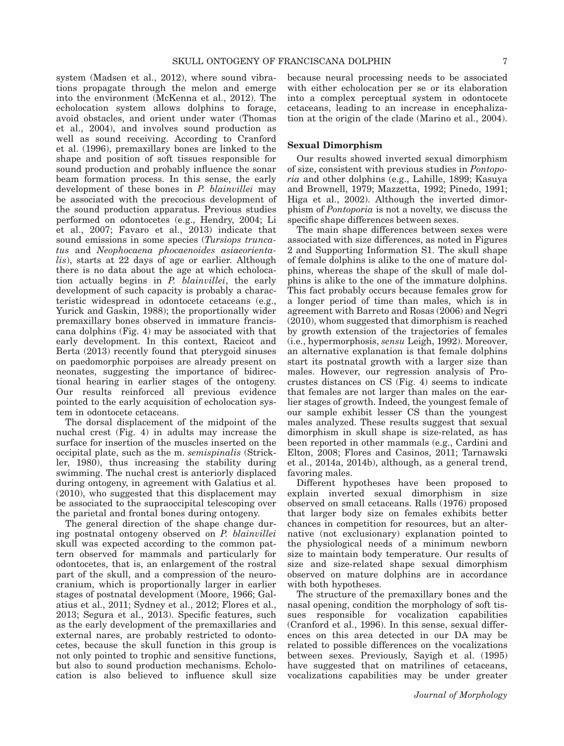system (Madsen et al., 2012), where sound vibrations propagate through the melon and emerge into the environment (McKenna et al., 2012). The echolocation system allows dolphins to forage, avoid obstacles, and orient under water (Thomas et al., 2004), and involves sound production as well as sound receiving. According to Cranford et al. (1996), premaxillary bones are linked to the shape and position of soft tissues responsible for sound production and probably influence the sonar beam formation process. In this sense, the early development of these bones in *P. blainvillei* may be associated with the precocious development of the sound production apparatus. Previous studies performed on odontocetes (e.g., Hendry, 2004; Li et al., 2007; Favaro et al., 2013) indicate that sound emissions in some species (*Tursiops truncatus* and *Neophocaena phocaenoides asiaeorientalis*), starts at 22 days of age or earlier. Although there is no data about the age at which echolocation actually begins in *P. blainvillei*, the early development of such capacity is probably a characteristic widespread in odontocete cetaceans (e.g., Yurick and Gaskin, 1988); the proportionally wider premaxillary bones observed in immature franciscana dolphins (Fig. 4) may be associated with that early development. In this context, Racicot and Berta (2013) recently found that pterygoid sinuses on paedomorphic porpoises are already present on neonates, suggesting the importance of bidirectional hearing in earlier stages of the ontogeny. Our results reinforced all previous evidence pointed to the early acquisition of echolocation system in odontocete cetaceans.

The dorsal displacement of the midpoint of the nuchal crest (Fig. 4) in adults may increase the surface for insertion of the muscles inserted on the occipital plate, such as the m. *semispinalis* (Strickler, 1980), thus increasing the stability during swimming. The nuchal crest is anteriorly displaced during ontogeny, in agreement with Galatius et al. (2010), who suggested that this displacement may be associated to the supraoccipital telescoping over the parietal and frontal bones during ontogeny.

The general direction of the shape change during postnatal ontogeny observed on *P. blainvillei* skull was expected according to the common pattern observed for mammals and particularly for odontocetes, that is, an enlargement of the rostral part of the skull, and a compression of the neurocranium, which is proportionally larger in earlier stages of postnatal development (Moore, 1966; Galatius et al., 2011; Sydney et al., 2012; Flores et al., 2013; Segura et al., 2013). Specific features, such as the early development of the premaxillaries and external nares, are probably restricted to odontocetes, because the skull function in this group is not only pointed to trophic and sensitive functions, but also to sound production mechanisms. Echolocation is also believed to influence skull size because neural processing needs to be associated with either echolocation per se or its elaboration into a complex perceptual system in odontocete cetaceans, leading to an increase in encephalization at the origin of the clade (Marino et al., 2004).

## Sexual Dimorphism

Our results showed inverted sexual dimorphism of size, consistent with previous studies in *Pontoporia* and other dolphins (e.g., Lahille, 1899; Kasuya and Brownell, 1979; Mazzetta, 1992; Pinedo, 1991; Higa et al., 2002). Although the inverted dimorphism of *Pontoporia* is not a novelty, we discuss the specific shape differences between sexes.

The main shape differences between sexes were associated with size differences, as noted in Figures 2 and Supporting Information S1. The skull shape of female dolphins is alike to the one of mature dolphins, whereas the shape of the skull of male dolphins is alike to the one of the immature dolphins. This fact probably occurs because females grow for a longer period of time than males, which is in agreement with Barreto and Rosas (2006) and Negri (2010), whom suggested that dimorphism is reached by growth extension of the trajectories of females (i.e., hypermorphosis, *sensu* Leigh, 1992). Moreover, an alternative explanation is that female dolphins start its postnatal growth with a larger size than males. However, our regression analysis of Procrustes distances on CS (Fig. 4) seems to indicate that females are not larger than males on the earlier stages of growth. Indeed, the youngest female of our sample exhibit lesser CS than the youngest males analyzed. These results suggest that sexual dimorphism in skull shape is size-related, as has been reported in other mammals (e.g., Cardini and Elton, 2008; Flores and Casinos, 2011; Tarnawski et al., 2014a, 2014b), although, as a general trend, favoring males.

Different hypotheses have been proposed to explain inverted sexual dimorphism in size observed on small cetaceans. Ralls (1976) proposed that larger body size on females exhibits better chances in competition for resources, but an alternative (not exclusionary) explanation pointed to the physiological needs of a minimum newborn size to maintain body temperature. Our results of size and size-related shape sexual dimorphism observed on mature dolphins are in accordance with both hypotheses.

The structure of the premaxillary bones and the nasal opening, condition the morphology of soft tissues responsible for vocalization capabilities (Cranford et al., 1996). In this sense, sexual differences on this area detected in our DA may be related to possible differences on the vocalizations between sexes. Previously, Sayigh et al. (1995) have suggested that on matrilines of cetaceans, vocalizations capabilities may be under greater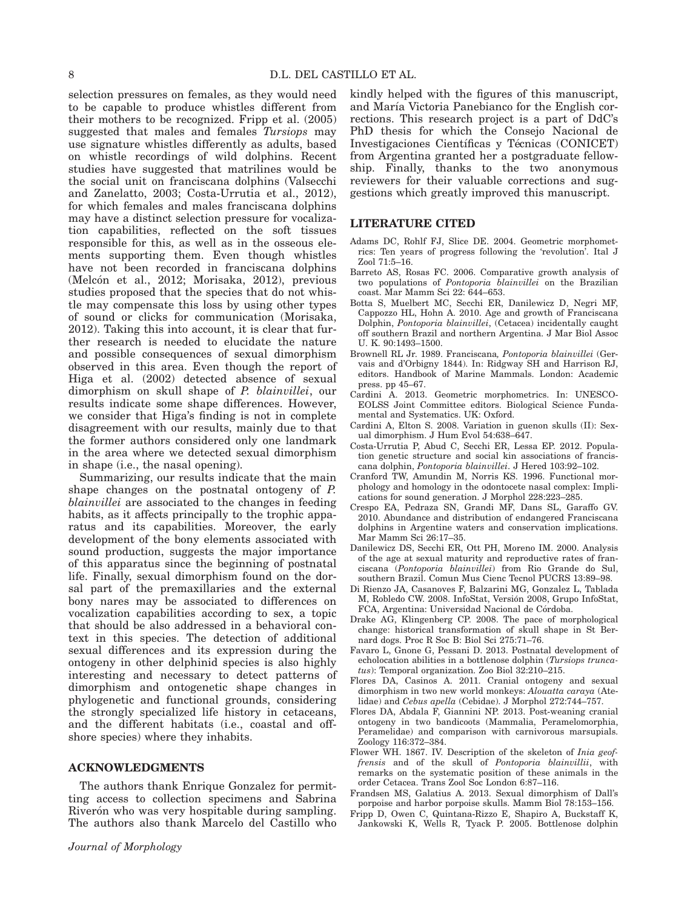selection pressures on females, as they would need to be capable to produce whistles different from their mothers to be recognized. Fripp et al. (2005) suggested that males and females *Tursiops* may use signature whistles differently as adults, based on whistle recordings of wild dolphins. Recent studies have suggested that matrilines would be the social unit on franciscana dolphins (Valsecchi and Zanelatto, 2003; Costa-Urrutia et al., 2012), for which females and males franciscana dolphins may have a distinct selection pressure for vocalization capabilities, reflected on the soft tissues responsible for this, as well as in the osseous elements supporting them. Even though whistles have not been recorded in franciscana dolphins (Melcón et al., 2012; Morisaka, 2012), previous studies proposed that the species that do not whistle may compensate this loss by using other types of sound or clicks for communication (Morisaka, 2012). Taking this into account, it is clear that further research is needed to elucidate the nature and possible consequences of sexual dimorphism observed in this area. Even though the report of Higa et al. (2002) detected absence of sexual dimorphism on skull shape of *P. blainvillei*, our results indicate some shape differences. However, we consider that Higa's finding is not in complete disagreement with our results, mainly due to that the former authors considered only one landmark in the area where we detected sexual dimorphism in shape (i.e., the nasal opening).

Summarizing, our results indicate that the main shape changes on the postnatal ontogeny of *P. blainvillei* are associated to the changes in feeding habits, as it affects principally to the trophic apparatus and its capabilities. Moreover, the early development of the bony elements associated with sound production, suggests the major importance of this apparatus since the beginning of postnatal life. Finally, sexual dimorphism found on the dorsal part of the premaxillaries and the external bony nares may be associated to differences on vocalization capabilities according to sex, a topic that should be also addressed in a behavioral context in this species. The detection of additional sexual differences and its expression during the ontogeny in other delphinid species is also highly interesting and necessary to detect patterns of dimorphism and ontogenetic shape changes in phylogenetic and functional grounds, considering the strongly specialized life history in cetaceans, and the different habitats (i.e., coastal and offshore species) where they inhabits.

## ACKNOWLEDGMENTS

The authors thank Enrique Gonzalez for permitting access to collection specimens and Sabrina Riverón who was very hospitable during sampling. The authors also thank Marcelo del Castillo who kindly helped with the figures of this manuscript, and María Victoria Panebianco for the English corrections. This research project is a part of DdC's PhD thesis for which the Consejo Nacional de Investigaciones Científicas y Técnicas (CONICET) from Argentina granted her a postgraduate fellowship. Finally, thanks to the two anonymous reviewers for their valuable corrections and suggestions which greatly improved this manuscript.

## LITERATURE CITED

Adams DC, Rohlf FJ, Slice DE. 2004. Geometric morphometrics: Ten years of progress following the 'revolution'. Ital J Zool 71:5–16.

Barreto AS, Rosas FC. 2006. Comparative growth analysis of two populations of *Pontoporia blainvillei* on the Brazilian coast. Mar Mamm Sci 22: 644–653.

Botta S, Muelbert MC, Secchi ER, Danilewicz D, Negri MF, Cappozzo HL, Hohn A. 2010. Age and growth of Franciscana Dolphin, *Pontoporia blainvillei*, (Cetacea) incidentally caught off southern Brazil and northern Argentina. J Mar Biol Assoc U. K. 90:1493–1500.

Brownell RL Jr. 1989. Franciscana, *Pontoporia blainvillei* (Gervais and d'Orbigny 1844). In: Ridgway SH and Harrison RJ, editors. Handbook of Marine Mammals. London: Academic press. pp 45–67.

Cardini A. 2013. Geometric morphometrics. In: UNESCO-EOLSS Joint Committee editors. Biological Science Fundamental and Systematics. UK: Oxford.

Cardini A, Elton S. 2008. Variation in guenon skulls (II): Sexual dimorphism. J Hum Evol 54:638–647.

Costa-Urrutia P, Abud C, Secchi ER, Lessa EP. 2012. Population genetic structure and social kin associations of franciscana dolphin, *Pontoporia blainvillei*. J Hered 103:92–102.

Cranford TW, Amundin M, Norris KS. 1996. Functional morphology and homology in the odontocete nasal complex: Implications for sound generation. J Morphol 228:223–285.

Crespo EA, Pedraza SN, Grandi MF, Dans SL, Garaffo GV. 2010. Abundance and distribution of endangered Franciscana dolphins in Argentine waters and conservation implications. Mar Mamm Sci 26:17–35.

Danilewicz DS, Secchi ER, Ott PH, Moreno IM. 2000. Analysis of the age at sexual maturity and reproductive rates of franciscana (*Pontoporia blainvillei*) from Rio Grande do Sul, southern Brazil. Comun Mus Cienc Tecnol PUCRS 13:89–98.

Di Rienzo JA, Casanoves F, Balzarini MG, Gonzalez L, Tablada M, Robledo CW. 2008. InfoStat, Versión 2008, Grupo InfoStat, FCA, Argentina: Universidad Nacional de Córdoba.

Drake AG, Klingenberg CP. 2008. The pace of morphological change: historical transformation of skull shape in St Bernard dogs. Proc R Soc B: Biol Sci 275:71–76.

Favaro L, Gnone G, Pessani D. 2013. Postnatal development of echolocation abilities in a bottlenose dolphin (*Tursiops truncatus*): Temporal organization. Zoo Biol 32:210–215.

Flores DA, Casinos A. 2011. Cranial ontogeny and sexual dimorphism in two new world monkeys: *Alouatta caraya* (Atelidae) and *Cebus apella* (Cebidae). J Morphol 272:744–757.

Flores DA, Abdala F, Giannini NP. 2013. Post-weaning cranial ontogeny in two bandicoots (Mammalia, Peramelomorphia, Peramelidae) and comparison with carnivorous marsupials. Zoology 116:372–384.

Flower WH. 1867. IV. Description of the skeleton of *Inia geoffrensis* and of the skull of *Pontoporia blainvillii*, with remarks on the systematic position of these animals in the order Cetacea. Trans Zool Soc London 6:87–116.

Frandsen MS, Galatius A. 2013. Sexual dimorphism of Dall's porpoise and harbor porpoise skulls. Mamm Biol 78:153–156.

Fripp D, Owen C, Quintana-Rizzo E, Shapiro A, Buckstaff K, Jankowski K, Wells R, Tyack P. 2005. Bottlenose dolphin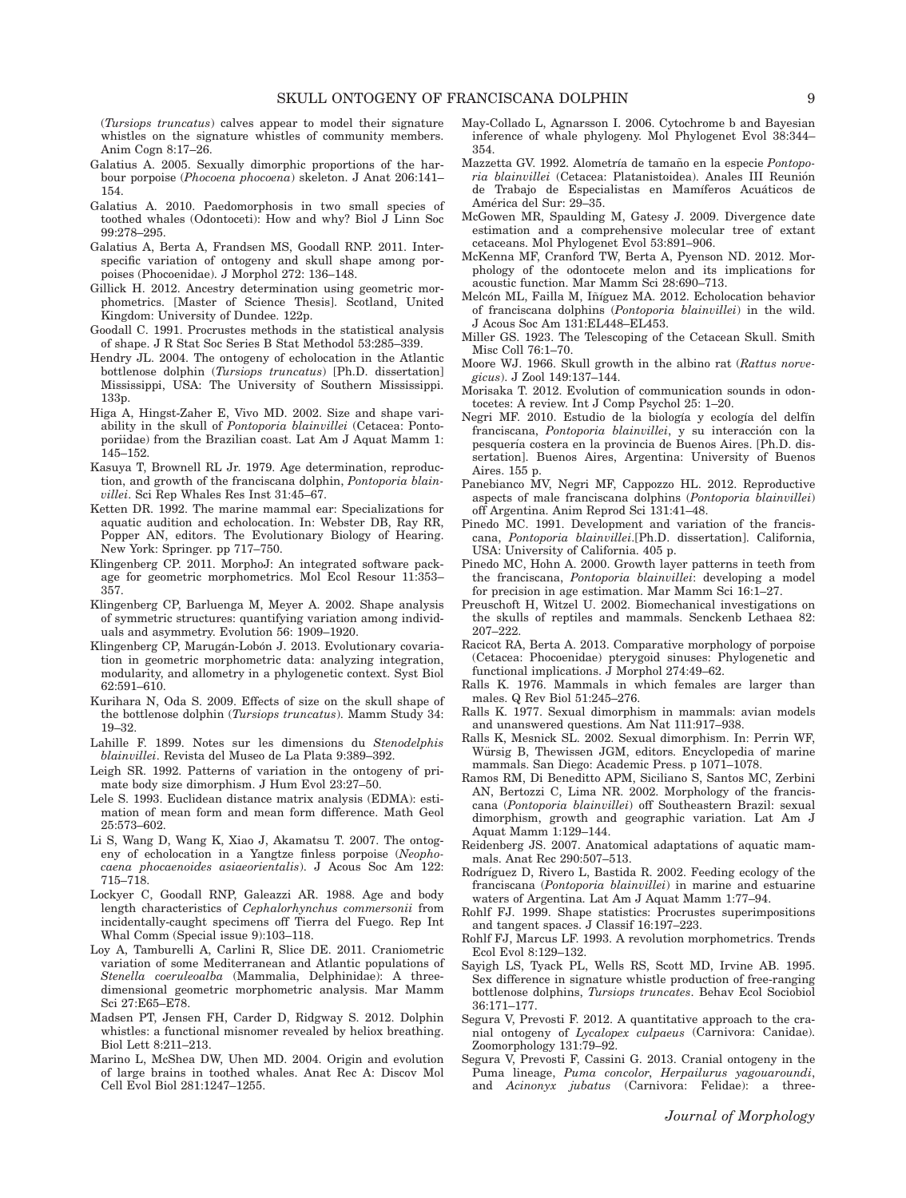(*Tursiops truncatus*) calves appear to model their signature whistles on the signature whistles of community members. Anim Cogn 8:17–26.

Galatius A. 2005. Sexually dimorphic proportions of the harbour porpoise (*Phocoena phocoena*) skeleton. J Anat 206:141–154.

Galatius A. 2010. Paedomorphosis in two small species of toothed whales (Odontoceti): How and why? Biol J Linn Soc 99:278–295.

Galatius A, Berta A, Frandsen MS, Goodall RNP. 2011. Interspecific variation of ontogeny and skull shape among porpoises (Phocoenidae). J Morphol 272: 136–148.

Gillick H. 2012. Ancestry determination using geometric morphometrics. [Master of Science Thesis]. Scotland, United Kingdom: University of Dundee. 122p.

Goodall C. 1991. Procrustes methods in the statistical analysis of shape. J R Stat Soc Series B Stat Methodol 53:285–339.

Hendry JL. 2004. The ontogeny of echolocation in the Atlantic bottlenose dolphin (*Tursiops truncatus*) [Ph.D. dissertation] Mississippi, USA: The University of Southern Mississippi. 133p.

Higa A, Hingst-Zaher E, Vivo MD. 2002. Size and shape variability in the skull of *Pontoporia blainvillei* (Cetacea: Pontoporiidae) from the Brazilian coast. Lat Am J Aquat Mamm 1: 145–152.

Kasuya T, Brownell RL Jr. 1979. Age determination, reproduction, and growth of the franciscana dolphin, *Pontoporia blainvillei*. Sci Rep Whales Res Inst 31:45–67.

Ketten DR. 1992. The marine mammal ear: Specializations for aquatic audition and echolocation. In: Webster DB, Ray RR, Popper AN, editors. The Evolutionary Biology of Hearing. New York: Springer. pp 717–750.

Klingenberg CP. 2011. MorphoJ: An integrated software package for geometric morphometrics. Mol Ecol Resour 11:353–357.

Klingenberg CP, Barluenga M, Meyer A. 2002. Shape analysis of symmetric structures: quantifying variation among individuals and asymmetry. Evolution 56: 1909–1920.

Klingenberg CP, Marugán-Lobón J. 2013. Evolutionary covariation in geometric morphometric data: analyzing integration, modularity, and allometry in a phylogenetic context. Syst Biol 62:591–610.

Kurihara N, Oda S. 2009. Effects of size on the skull shape of the bottlenose dolphin (*Tursiops truncatus*). Mamm Study 34: 19–32.

Lahille F. 1899. Notes sur les dimensions du *Stenodelphis blainvillei*. Revista del Museo de La Plata 9:389–392.

Leigh SR. 1992. Patterns of variation in the ontogeny of primate body size dimorphism. J Hum Evol 23:27–50.

Lele S. 1993. Euclidean distance matrix analysis (EDMA): estimation of mean form and mean form difference. Math Geol 25:573–602.

Li S, Wang D, Wang K, Xiao J, Akamatsu T. 2007. The ontogeny of echolocation in a Yangtze finless porpoise (*Neophocaena phocaenoides asiaeorientalis*). J Acous Soc Am 122: 715–718.

Lockyer C, Goodall RNP, Galeazzi AR. 1988. Age and body length characteristics of *Cephalorhynchus commersonii* from incidentally-caught specimens off Tierra del Fuego. Rep Int Whal Comm (Special issue 9):103–118.

Loy A, Tamburelli A, Carlini R, Slice DE. 2011. Craniometric variation of some Mediterranean and Atlantic populations of *Stenella coeruleoalba* (Mammalia, Delphinidae): A three-dimensional geometric morphometric analysis. Mar Mamm Sci 27:E65–E78.

Madsen PT, Jensen FH, Carder D, Ridgway S. 2012. Dolphin whistles: a functional misnomer revealed by heliox breathing. Biol Lett 8:211–213.

Marino L, McShea DW, Uhen MD. 2004. Origin and evolution of large brains in toothed whales. Anat Rec A: Discov Mol Cell Evol Biol 281:1247–1255.

May-Collado L, Agnarsson I. 2006. Cytochrome b and Bayesian inference of whale phylogeny. Mol Phylogenet Evol 38:344–354.

Mazzetta GV. 1992. Alometría de tamaño en la especie *Pontoporia blainvillei* (Cetacea: Platanistoidea). Anales III Reunión de Trabajo de Especialistas en Mamíferos Acuáticos de América del Sur: 29–35.

McGowen MR, Spaulding M, Gatesy J. 2009. Divergence date estimation and a comprehensive molecular tree of extant cetaceans. Mol Phylogenet Evol 53:891–906.

McKenna MF, Cranford TW, Berta A, Pyenson ND. 2012. Morphology of the odontocete melon and its implications for acoustic function. Mar Mamm Sci 28:690–713.

Melcón ML, Failla M, Iñíguez MA. 2012. Echolocation behavior of franciscana dolphins (*Pontoporia blainvillei*) in the wild. J Acous Soc Am 131:EL448–EL453.

Miller GS. 1923. The Telescoping of the Cetacean Skull. Smith Misc Coll 76:1–70.

Moore WJ. 1966. Skull growth in the albino rat (*Rattus norvegicus*). J Zool 149:137–144.

Morisaka T. 2012. Evolution of communication sounds in odontocetes: A review. Int J Comp Psychol 25: 1–20.

Negri MF. 2010. Estudio de la biología y ecología del delfín franciscana, *Pontoporia blainvillei*, y su interacción con la pesquería costera en la provincia de Buenos Aires. [Ph.D. dissertation]. Buenos Aires, Argentina: University of Buenos Aires. 155 p.

Panebianco MV, Negri MF, Cappozzo HL. 2012. Reproductive aspects of male franciscana dolphins (*Pontoporia blainvillei*) off Argentina. Anim Reprod Sci 131:41–48.

Pinedo MC. 1991. Development and variation of the franciscana, *Pontoporia blainvillei*.[Ph.D. dissertation]. California, USA: University of California. 405 p.

Pinedo MC, Hohn A. 2000. Growth layer patterns in teeth from the franciscana, *Pontoporia blainvillei*: developing a model for precision in age estimation. Mar Mamm Sci 16:1–27.

Preuschoft H, Witzel U. 2002. Biomechanical investigations on the skulls of reptiles and mammals. Senckenb Lethaea 82: 207–222.

Racicot RA, Berta A. 2013. Comparative morphology of porpoise (Cetacea: Phocoenidae) pterygoid sinuses: Phylogenetic and functional implications. J Morphol 274:49–62.

Ralls K. 1976. Mammals in which females are larger than males. Q Rev Biol 51:245–276.

Ralls K. 1977. Sexual dimorphism in mammals: avian models and unanswered questions. Am Nat 111:917–938.

Ralls K, Mesnick SL. 2002. Sexual dimorphism. In: Perrin WF, Würsig B, Thewissen JGM, editors. Encyclopedia of marine mammals. San Diego: Academic Press. p 1071–1078.

Ramos RM, Di Beneditto APM, Siciliano S, Santos MC, Zerbini AN, Bertozzi C, Lima NR. 2002. Morphology of the franciscana (*Pontoporia blainvillei*) off Southeastern Brazil: sexual dimorphism, growth and geographic variation. Lat Am J Aquat Mamm 1:129–144.

Reidenberg JS. 2007. Anatomical adaptations of aquatic mammals. Anat Rec 290:507–513.

Rodríguez D, Rivero L, Bastida R. 2002. Feeding ecology of the franciscana (*Pontoporia blainvillei*) in marine and estuarine waters of Argentina. Lat Am J Aquat Mamm 1:77–94.

Rohlf FJ. 1999. Shape statistics: Procrustes superimpositions and tangent spaces. J Classif 16:197–223.

Rohlf FJ, Marcus LF. 1993. A revolution morphometrics. Trends Ecol Evol 8:129–132.

Sayigh LS, Tyack PL, Wells RS, Scott MD, Irvine AB. 1995. Sex difference in signature whistle production of free-ranging bottlenose dolphins, *Tursiops truncates*. Behav Ecol Sociobiol 36:171–177.

Segura V, Prevosti F. 2012. A quantitative approach to the cranial ontogeny of *Lycalopex culpaeus* (Carnivora: Canidae). Zoomorphology 131:79–92.

Segura V, Prevosti F, Cassini G. 2013. Cranial ontogeny in the Puma lineage, *Puma concolor*, *Herpailurus yagouaroundi*, and *Acinonyx jubatus* (Carnivora: Felidae): a three-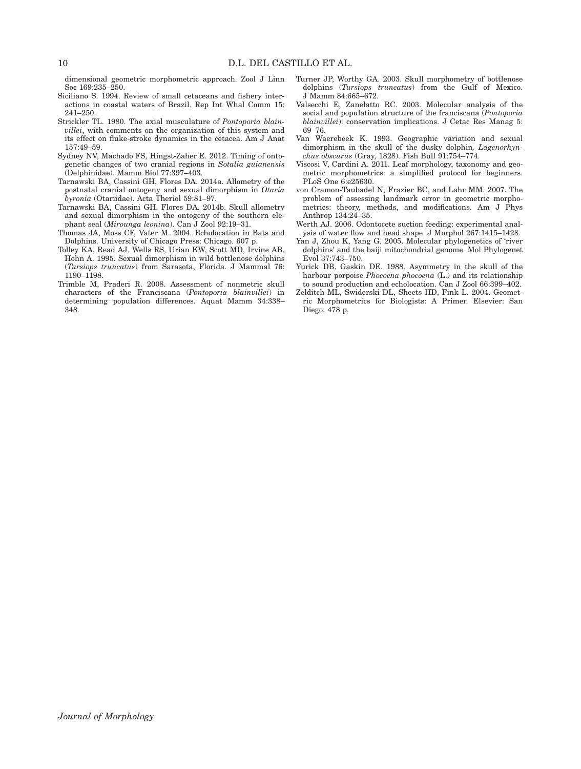dimensional geometric morphometric approach. Zool J Linn Soc 169:235–250.

Siciliano S. 1994. Review of small cetaceans and fishery interactions in coastal waters of Brazil. Rep Int Whal Comm 15: 241–250.

Strickler TL. 1980. The axial musculature of *Pontoporia blainvillei*, with comments on the organization of this system and its effect on fluke-stroke dynamics in the cetacea. Am J Anat 157:49–59.

Sydney NV, Machado FS, Hingst-Zaher E. 2012. Timing of ontogenetic changes of two cranial regions in *Sotalia guianensis* (Delphinidae). Mamm Biol 77:397–403.

Tarnawski BA, Cassini GH, Flores DA. 2014a. Allometry of the postnatal cranial ontogeny and sexual dimorphism in *Otaria byronia* (Otariidae). Acta Theriol 59:81–97.

Tarnawski BA, Cassini GH, Flores DA. 2014b. Skull allometry and sexual dimorphism in the ontogeny of the southern elephant seal (*Mirounga leonina*). Can J Zool 92:19–31.

Thomas JA, Moss CF, Vater M. 2004. Echolocation in Bats and Dolphins. University of Chicago Press: Chicago. 607 p.

Tolley KA, Read AJ, Wells RS, Urian KW, Scott MD, Irvine AB, Hohn A. 1995. Sexual dimorphism in wild bottlenose dolphins (*Tursiops truncatus*) from Sarasota, Florida. J Mammal 76: 1190–1198.

Trimble M, Praderi R. 2008. Assessment of nonmetric skull characters of the Franciscana (*Pontoporia blainvillei*) in determining population differences. Aquat Mamm 34:338–348.

Turner JP, Worthy GA. 2003. Skull morphometry of bottlenose dolphins (*Tursiops truncatus*) from the Gulf of Mexico. J Mamm 84:665–672.

Valsecchi E, Zanelatto RC. 2003. Molecular analysis of the social and population structure of the franciscana (*Pontoporia blainvillei*): conservation implications. J Cetac Res Manag 5: 69–76.

Van Waerebeek K. 1993. Geographic variation and sexual dimorphism in the skull of the dusky dolphin, *Lagenorhynchus obscurus* (Gray, 1828). Fish Bull 91:754–774.

Viscosi V, Cardini A. 2011. Leaf morphology, taxonomy and geometric morphometrics: a simplified protocol for beginners. PLoS One 6:e25630.

von Cramon-Taubadel N, Frazier BC, and Lahr MM. 2007. The problem of assessing landmark error in geometric morphometrics: theory, methods, and modifications. Am J Phys Anthrop 134:24–35.

Werth AJ. 2006. Odontocete suction feeding: experimental analysis of water flow and head shape. J Morphol 267:1415–1428.

Yan J, Zhou K, Yang G. 2005. Molecular phylogenetics of 'river dolphins' and the baiji mitochondrial genome. Mol Phylogenet Evol 37:743–750.

Yurick DB, Gaskin DE. 1988. Asymmetry in the skull of the harbour porpoise *Phocoena phocoena* (L.) and its relationship to sound production and echolocation. Can J Zool 66:399–402.

Zelditch ML, Swiderski DL, Sheets HD, Fink L. 2004. Geometric Morphometrics for Biologists: A Primer. Elsevier: San Diego. 478 p.